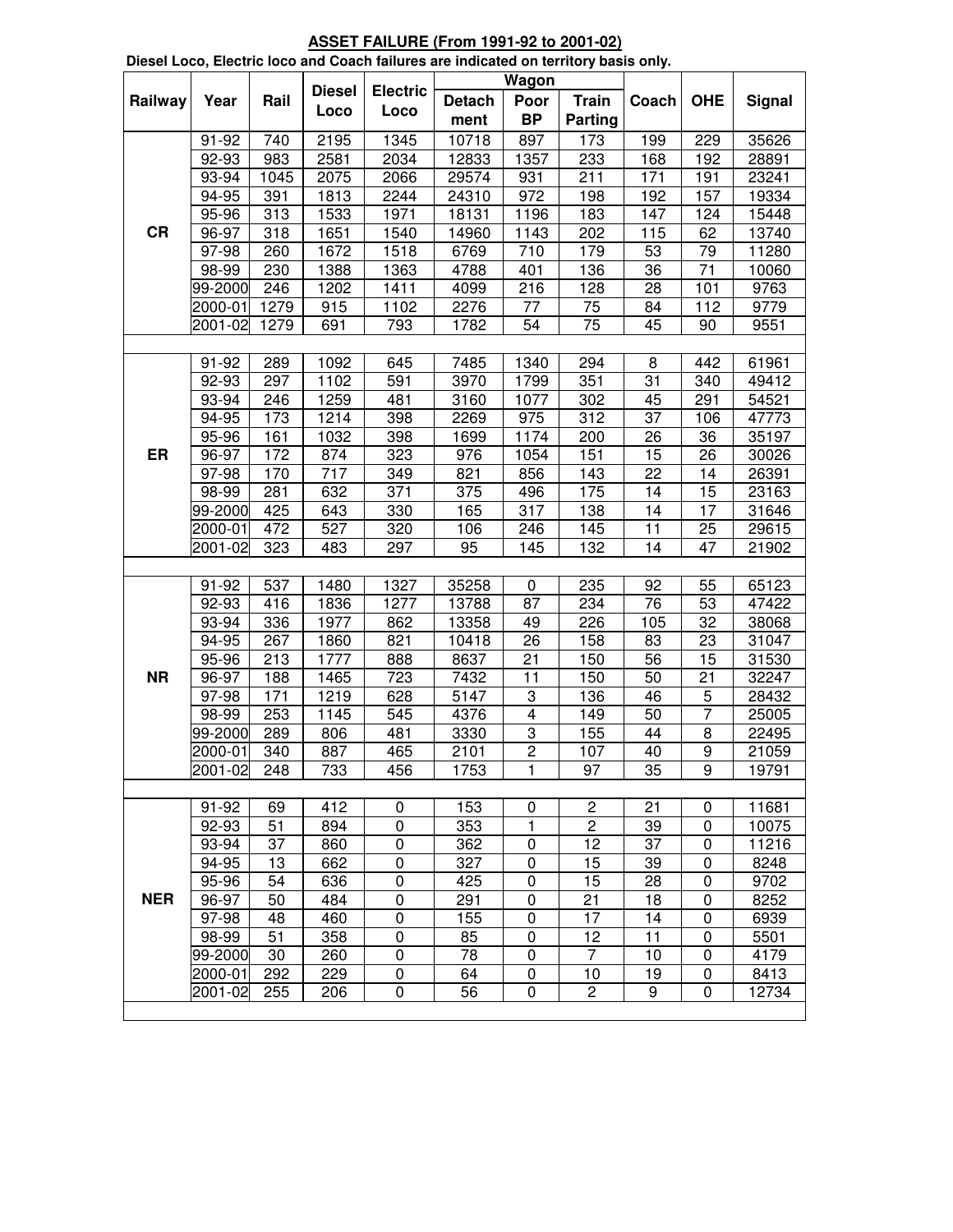## ASSET FAILURE (From 1991-92 to 2001-02)

**Diesel Loco, Electric loco and Coach failures are indicated on territory basis only.**

| Railway | Year | Rail | Diesel Loco | Electric Loco | Wagon | | | Coach | OHE | Signal |
|---|---|---|---|---|---|---|---|---|---|---|
| | | | | | Detachment | Poor BP | Train Parting | | | |
| CR | 91-92 | 740 | 2195 | 1345 | 10718 | 897 | 173 | 199 | 229 | 35626 |
| | 92-93 | 983 | 2581 | 2034 | 12833 | 1357 | 233 | 168 | 192 | 28891 |
| | 93-94 | 1045 | 2075 | 2066 | 29574 | 931 | 211 | 171 | 191 | 23241 |
| | 94-95 | 391 | 1813 | 2244 | 24310 | 972 | 198 | 192 | 157 | 19334 |
| | 95-96 | 313 | 1533 | 1971 | 18131 | 1196 | 183 | 147 | 124 | 15448 |
| | 96-97 | 318 | 1651 | 1540 | 14960 | 1143 | 202 | 115 | 62 | 13740 |
| | 97-98 | 260 | 1672 | 1518 | 6769 | 710 | 179 | 53 | 79 | 11280 |
| | 98-99 | 230 | 1388 | 1363 | 4788 | 401 | 136 | 36 | 71 | 10060 |
| | 99-2000 | 246 | 1202 | 1411 | 4099 | 216 | 128 | 28 | 101 | 9763 |
| | 2000-01 | 1279 | 915 | 1102 | 2276 | 77 | 75 | 84 | 112 | 9779 |
| | 2001-02 | 1279 | 691 | 793 | 1782 | 54 | 75 | 45 | 90 | 9551 |
| ER | 91-92 | 289 | 1092 | 645 | 7485 | 1340 | 294 | 8 | 442 | 61961 |
| | 92-93 | 297 | 1102 | 591 | 3970 | 1799 | 351 | 31 | 340 | 49412 |
| | 93-94 | 246 | 1259 | 481 | 3160 | 1077 | 302 | 45 | 291 | 54521 |
| | 94-95 | 173 | 1214 | 398 | 2269 | 975 | 312 | 37 | 106 | 47773 |
| | 95-96 | 161 | 1032 | 398 | 1699 | 1174 | 200 | 26 | 36 | 35197 |
| | 96-97 | 172 | 874 | 323 | 976 | 1054 | 151 | 15 | 26 | 30026 |
| | 97-98 | 170 | 717 | 349 | 821 | 856 | 143 | 22 | 14 | 26391 |
| | 98-99 | 281 | 632 | 371 | 375 | 496 | 175 | 14 | 15 | 23163 |
| | 99-2000 | 425 | 643 | 330 | 165 | 317 | 138 | 14 | 17 | 31646 |
| | 2000-01 | 472 | 527 | 320 | 106 | 246 | 145 | 11 | 25 | 29615 |
| | 2001-02 | 323 | 483 | 297 | 95 | 145 | 132 | 14 | 47 | 21902 |
| NR | 91-92 | 537 | 1480 | 1327 | 35258 | 0 | 235 | 92 | 55 | 65123 |
| | 92-93 | 416 | 1836 | 1277 | 13788 | 87 | 234 | 76 | 53 | 47422 |
| | 93-94 | 336 | 1977 | 862 | 13358 | 49 | 226 | 105 | 32 | 38068 |
| | 94-95 | 267 | 1860 | 821 | 10418 | 26 | 158 | 83 | 23 | 31047 |
| | 95-96 | 213 | 1777 | 888 | 8637 | 21 | 150 | 56 | 15 | 31530 |
| | 96-97 | 188 | 1465 | 723 | 7432 | 11 | 150 | 50 | 21 | 32247 |
| | 97-98 | 171 | 1219 | 628 | 5147 | 3 | 136 | 46 | 5 | 28432 |
| | 98-99 | 253 | 1145 | 545 | 4376 | 4 | 149 | 50 | 7 | 25005 |
| | 99-2000 | 289 | 806 | 481 | 3330 | 3 | 155 | 44 | 8 | 22495 |
| | 2000-01 | 340 | 887 | 465 | 2101 | 2 | 107 | 40 | 9 | 21059 |
| | 2001-02 | 248 | 733 | 456 | 1753 | 1 | 97 | 35 | 9 | 19791 |
| NER | 91-92 | 69 | 412 | 0 | 153 | 0 | 2 | 21 | 0 | 11681 |
| | 92-93 | 51 | 894 | 0 | 353 | 1 | 2 | 39 | 0 | 10075 |
| | 93-94 | 37 | 860 | 0 | 362 | 0 | 12 | 37 | 0 | 11216 |
| | 94-95 | 13 | 662 | 0 | 327 | 0 | 15 | 39 | 0 | 8248 |
| | 95-96 | 54 | 636 | 0 | 425 | 0 | 15 | 28 | 0 | 9702 |
| | 96-97 | 50 | 484 | 0 | 291 | 0 | 21 | 18 | 0 | 8252 |
| | 97-98 | 48 | 460 | 0 | 155 | 0 | 17 | 14 | 0 | 6939 |
| | 98-99 | 51 | 358 | 0 | 85 | 0 | 12 | 11 | 0 | 5501 |
| | 99-2000 | 30 | 260 | 0 | 78 | 0 | 7 | 10 | 0 | 4179 |
| | 2000-01 | 292 | 229 | 0 | 64 | 0 | 10 | 19 | 0 | 8413 |
| | 2001-02 | 255 | 206 | 0 | 56 | 0 | 2 | 9 | 0 | 12734 |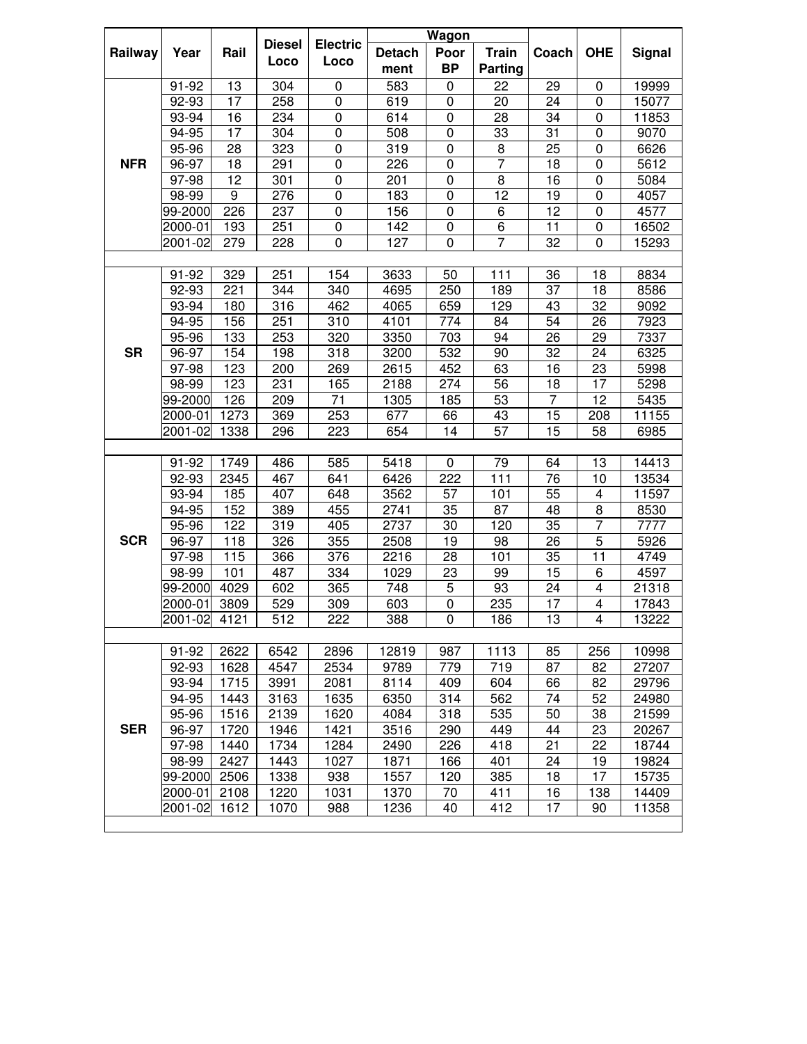| Railway | Year | Rail | Diesel Loco | Electric Loco | Wagon | | | Coach | OHE | Signal |
|---|---|---|---|---|---|---|---|---|---|---|
| | | | | | Detachment | Poor BP | Train Parting | | | |
| NFR | 91-92 | 13 | 304 | 0 | 583 | 0 | 22 | 29 | 0 | 19999 |
| | 92-93 | 17 | 258 | 0 | 619 | 0 | 20 | 24 | 0 | 15077 |
| | 93-94 | 16 | 234 | 0 | 614 | 0 | 28 | 34 | 0 | 11853 |
| | 94-95 | 17 | 304 | 0 | 508 | 0 | 33 | 31 | 0 | 9070 |
| | 95-96 | 28 | 323 | 0 | 319 | 0 | 8 | 25 | 0 | 6626 |
| | 96-97 | 18 | 291 | 0 | 226 | 0 | 7 | 18 | 0 | 5612 |
| | 97-98 | 12 | 301 | 0 | 201 | 0 | 8 | 16 | 0 | 5084 |
| | 98-99 | 9 | 276 | 0 | 183 | 0 | 12 | 19 | 0 | 4057 |
| | 99-2000 | 226 | 237 | 0 | 156 | 0 | 6 | 12 | 0 | 4577 |
| | 2000-01 | 193 | 251 | 0 | 142 | 0 | 6 | 11 | 0 | 16502 |
| | 2001-02 | 279 | 228 | 0 | 127 | 0 | 7 | 32 | 0 | 15293 |
| SR | 91-92 | 329 | 251 | 154 | 3633 | 50 | 111 | 36 | 18 | 8834 |
| | 92-93 | 221 | 344 | 340 | 4695 | 250 | 189 | 37 | 18 | 8586 |
| | 93-94 | 180 | 316 | 462 | 4065 | 659 | 129 | 43 | 32 | 9092 |
| | 94-95 | 156 | 251 | 310 | 4101 | 774 | 84 | 54 | 26 | 7923 |
| | 95-96 | 133 | 253 | 320 | 3350 | 703 | 94 | 26 | 29 | 7337 |
| | 96-97 | 154 | 198 | 318 | 3200 | 532 | 90 | 32 | 24 | 6325 |
| | 97-98 | 123 | 200 | 269 | 2615 | 452 | 63 | 16 | 23 | 5998 |
| | 98-99 | 123 | 231 | 165 | 2188 | 274 | 56 | 18 | 17 | 5298 |
| | 99-2000 | 126 | 209 | 71 | 1305 | 185 | 53 | 7 | 12 | 5435 |
| | 2000-01 | 1273 | 369 | 253 | 677 | 66 | 43 | 15 | 208 | 11155 |
| | 2001-02 | 1338 | 296 | 223 | 654 | 14 | 57 | 15 | 58 | 6985 |
| SCR | 91-92 | 1749 | 486 | 585 | 5418 | 0 | 79 | 64 | 13 | 14413 |
| | 92-93 | 2345 | 467 | 641 | 6426 | 222 | 111 | 76 | 10 | 13534 |
| | 93-94 | 185 | 407 | 648 | 3562 | 57 | 101 | 55 | 4 | 11597 |
| | 94-95 | 152 | 389 | 455 | 2741 | 35 | 87 | 48 | 8 | 8530 |
| | 95-96 | 122 | 319 | 405 | 2737 | 30 | 120 | 35 | 7 | 7777 |
| | 96-97 | 118 | 326 | 355 | 2508 | 19 | 98 | 26 | 5 | 5926 |
| | 97-98 | 115 | 366 | 376 | 2216 | 28 | 101 | 35 | 11 | 4749 |
| | 98-99 | 101 | 487 | 334 | 1029 | 23 | 99 | 15 | 6 | 4597 |
| | 99-2000 | 4029 | 602 | 365 | 748 | 5 | 93 | 24 | 4 | 21318 |
| | 2000-01 | 3809 | 529 | 309 | 603 | 0 | 235 | 17 | 4 | 17843 |
| | 2001-02 | 4121 | 512 | 222 | 388 | 0 | 186 | 13 | 4 | 13222 |
| SER | 91-92 | 2622 | 6542 | 2896 | 12819 | 987 | 1113 | 85 | 256 | 10998 |
| | 92-93 | 1628 | 4547 | 2534 | 9789 | 779 | 719 | 87 | 82 | 27207 |
| | 93-94 | 1715 | 3991 | 2081 | 8114 | 409 | 604 | 66 | 82 | 29796 |
| | 94-95 | 1443 | 3163 | 1635 | 6350 | 314 | 562 | 74 | 52 | 24980 |
| | 95-96 | 1516 | 2139 | 1620 | 4084 | 318 | 535 | 50 | 38 | 21599 |
| | 96-97 | 1720 | 1946 | 1421 | 3516 | 290 | 449 | 44 | 23 | 20267 |
| | 97-98 | 1440 | 1734 | 1284 | 2490 | 226 | 418 | 21 | 22 | 18744 |
| | 98-99 | 2427 | 1443 | 1027 | 1871 | 166 | 401 | 24 | 19 | 19824 |
| | 99-2000 | 2506 | 1338 | 938 | 1557 | 120 | 385 | 18 | 17 | 15735 |
| | 2000-01 | 2108 | 1220 | 1031 | 1370 | 70 | 411 | 16 | 138 | 14409 |
| | 2001-02 | 1612 | 1070 | 988 | 1236 | 40 | 412 | 17 | 90 | 11358 |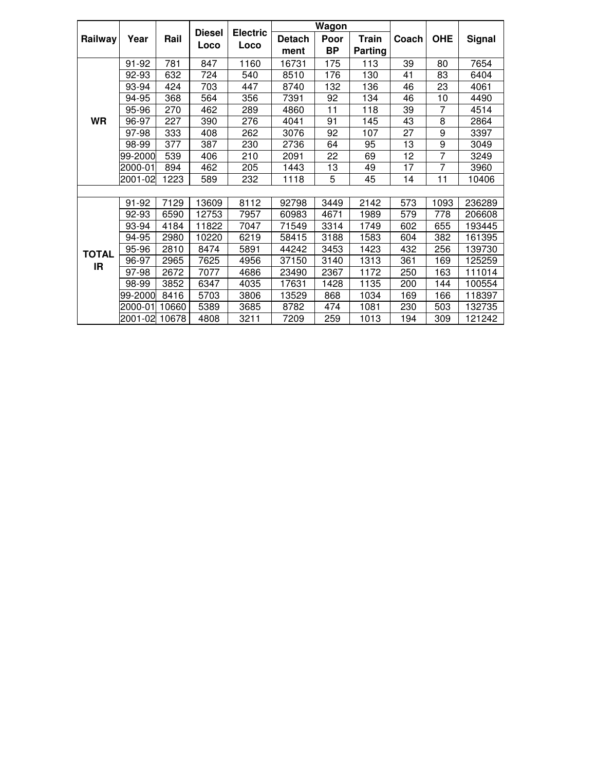| Railway | Year | Rail | Diesel Loco | Electric Loco | Wagon | | | Coach | OHE | Signal |
|---|---|---|---|---|---|---|---|---|---|---|
| | | | | | Detach ment | Poor BP | Train Parting | | | |
| WR | 91-92 | 781 | 847 | 1160 | 16731 | 175 | 113 | 39 | 80 | 7654 |
| | 92-93 | 632 | 724 | 540 | 8510 | 176 | 130 | 41 | 83 | 6404 |
| | 93-94 | 424 | 703 | 447 | 8740 | 132 | 136 | 46 | 23 | 4061 |
| | 94-95 | 368 | 564 | 356 | 7391 | 92 | 134 | 46 | 10 | 4490 |
| | 95-96 | 270 | 462 | 289 | 4860 | 11 | 118 | 39 | 7 | 4514 |
| | 96-97 | 227 | 390 | 276 | 4041 | 91 | 145 | 43 | 8 | 2864 |
| | 97-98 | 333 | 408 | 262 | 3076 | 92 | 107 | 27 | 9 | 3397 |
| | 98-99 | 377 | 387 | 230 | 2736 | 64 | 95 | 13 | 9 | 3049 |
| | 99-2000 | 539 | 406 | 210 | 2091 | 22 | 69 | 12 | 7 | 3249 |
| | 2000-01 | 894 | 462 | 205 | 1443 | 13 | 49 | 17 | 7 | 3960 |
| | 2001-02 | 1223 | 589 | 232 | 1118 | 5 | 45 | 14 | 11 | 10406 |
| | | | | | | | | | | |
| TOTAL IR | 91-92 | 7129 | 13609 | 8112 | 92798 | 3449 | 2142 | 573 | 1093 | 236289 |
| | 92-93 | 6590 | 12753 | 7957 | 60983 | 4671 | 1989 | 579 | 778 | 206608 |
| | 93-94 | 4184 | 11822 | 7047 | 71549 | 3314 | 1749 | 602 | 655 | 193445 |
| | 94-95 | 2980 | 10220 | 6219 | 58415 | 3188 | 1583 | 604 | 382 | 161395 |
| | 95-96 | 2810 | 8474 | 5891 | 44242 | 3453 | 1423 | 432 | 256 | 139730 |
| | 96-97 | 2965 | 7625 | 4956 | 37150 | 3140 | 1313 | 361 | 169 | 125259 |
| | 97-98 | 2672 | 7077 | 4686 | 23490 | 2367 | 1172 | 250 | 163 | 111014 |
| | 98-99 | 3852 | 6347 | 4035 | 17631 | 1428 | 1135 | 200 | 144 | 100554 |
| | 99-2000 | 8416 | 5703 | 3806 | 13529 | 868 | 1034 | 169 | 166 | 118397 |
| | 2000-01 | 10660 | 5389 | 3685 | 8782 | 474 | 1081 | 230 | 503 | 132735 |
| | 2001-02 | 10678 | 4808 | 3211 | 7209 | 259 | 1013 | 194 | 309 | 121242 |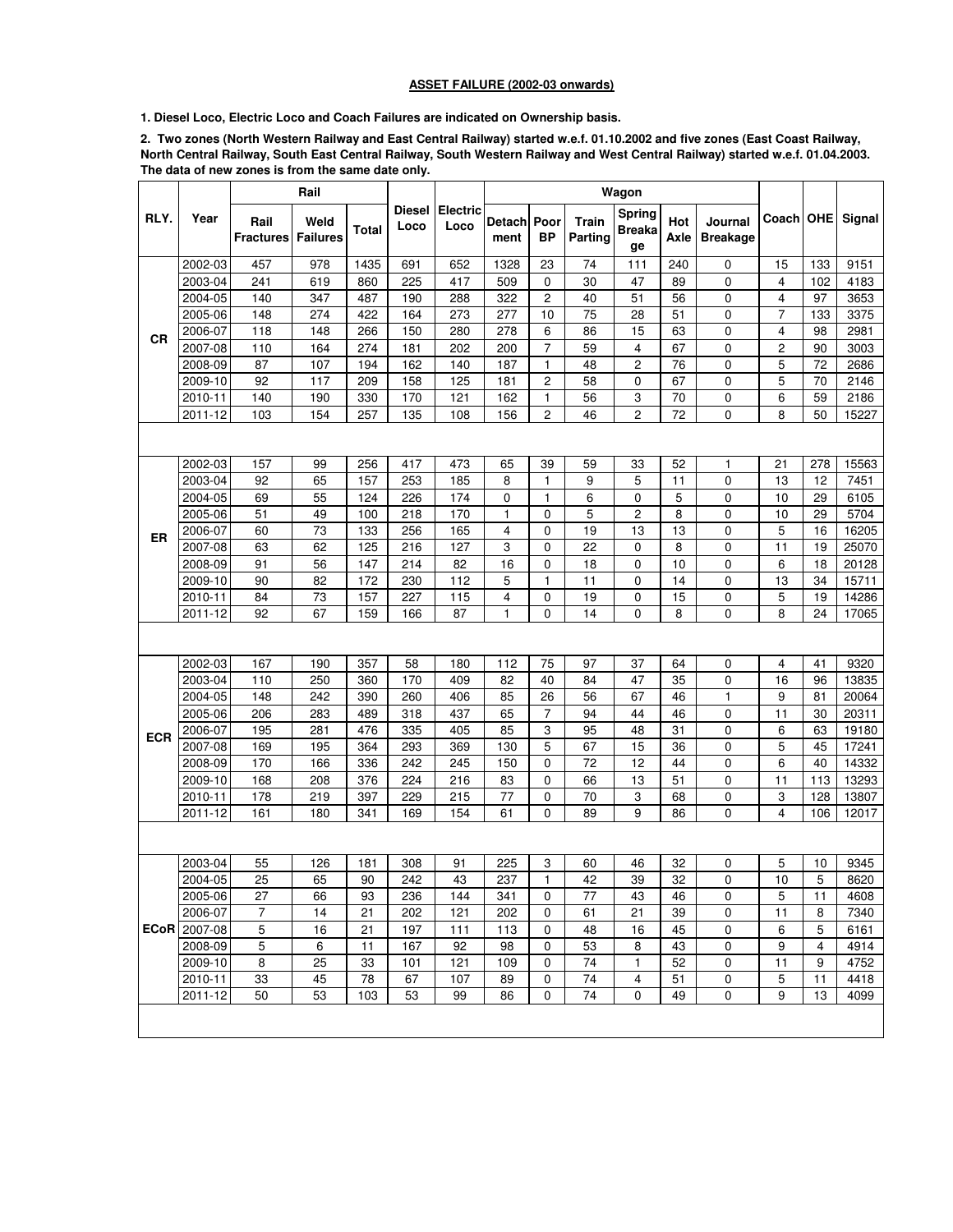**ASSET FAILURE (2002-03 onwards)**

**1. Diesel Loco, Electric Loco and Coach Failures are indicated on Ownership basis.**

**2. Two zones (North Western Railway and East Central Railway) started w.e.f. 01.10.2002 and five zones (East Coast Railway, North Central Railway, South East Central Railway, South Western Railway and West Central Railway) started w.e.f. 01.04.2003. The data of new zones is from the same date only.**

| RLY. | Year | Rail | | | Diesel Loco | Electric Loco | Wagon | | | | | | Coach | OHE | Signal |
|---|---|---|---|---|---|---|---|---|---|---|---|---|---|---|---|
| | | Rail Fractures | Weld Failures | Total | | | Detachment | Poor BP | Train Parting | Spring Breakage | Hot Axle | Journal Breakage | | | |
| CR | 2002-03 | 457 | 978 | 1435 | 691 | 652 | 1328 | 23 | 74 | 111 | 240 | 0 | 15 | 133 | 9151 |
| | 2003-04 | 241 | 619 | 860 | 225 | 417 | 509 | 0 | 30 | 47 | 89 | 0 | 4 | 102 | 4183 |
| | 2004-05 | 140 | 347 | 487 | 190 | 288 | 322 | 2 | 40 | 51 | 56 | 0 | 4 | 97 | 3653 |
| | 2005-06 | 148 | 274 | 422 | 164 | 273 | 277 | 10 | 75 | 28 | 51 | 0 | 7 | 133 | 3375 |
| | 2006-07 | 118 | 148 | 266 | 150 | 280 | 278 | 6 | 86 | 15 | 63 | 0 | 4 | 98 | 2981 |
| | 2007-08 | 110 | 164 | 274 | 181 | 202 | 200 | 7 | 59 | 4 | 67 | 0 | 2 | 90 | 3003 |
| | 2008-09 | 87 | 107 | 194 | 162 | 140 | 187 | 1 | 48 | 2 | 76 | 0 | 5 | 72 | 2686 |
| | 2009-10 | 92 | 117 | 209 | 158 | 125 | 181 | 2 | 58 | 0 | 67 | 0 | 5 | 70 | 2146 |
| | 2010-11 | 140 | 190 | 330 | 170 | 121 | 162 | 1 | 56 | 3 | 70 | 0 | 6 | 59 | 2186 |
| | 2011-12 | 103 | 154 | 257 | 135 | 108 | 156 | 2 | 46 | 2 | 72 | 0 | 8 | 50 | 15227 |
| ER | 2002-03 | 157 | 99 | 256 | 417 | 473 | 65 | 39 | 59 | 33 | 52 | 1 | 21 | 278 | 15563 |
| | 2003-04 | 92 | 65 | 157 | 253 | 185 | 8 | 1 | 9 | 5 | 11 | 0 | 13 | 12 | 7451 |
| | 2004-05 | 69 | 55 | 124 | 226 | 174 | 0 | 1 | 6 | 0 | 5 | 0 | 10 | 29 | 6105 |
| | 2005-06 | 51 | 49 | 100 | 218 | 170 | 1 | 0 | 5 | 2 | 8 | 0 | 10 | 29 | 5704 |
| | 2006-07 | 60 | 73 | 133 | 256 | 165 | 4 | 0 | 19 | 13 | 13 | 0 | 5 | 16 | 16205 |
| | 2007-08 | 63 | 62 | 125 | 216 | 127 | 3 | 0 | 22 | 0 | 8 | 0 | 11 | 19 | 25070 |
| | 2008-09 | 91 | 56 | 147 | 214 | 82 | 16 | 0 | 18 | 0 | 10 | 0 | 6 | 18 | 20128 |
| | 2009-10 | 90 | 82 | 172 | 230 | 112 | 5 | 1 | 11 | 0 | 14 | 0 | 13 | 34 | 15711 |
| | 2010-11 | 84 | 73 | 157 | 227 | 115 | 4 | 0 | 19 | 0 | 15 | 0 | 5 | 19 | 14286 |
| | 2011-12 | 92 | 67 | 159 | 166 | 87 | 1 | 0 | 14 | 0 | 8 | 0 | 8 | 24 | 17065 |
| ECR | 2002-03 | 167 | 190 | 357 | 58 | 180 | 112 | 75 | 97 | 37 | 64 | 0 | 4 | 41 | 9320 |
| | 2003-04 | 110 | 250 | 360 | 170 | 409 | 82 | 40 | 84 | 47 | 35 | 0 | 16 | 96 | 13835 |
| | 2004-05 | 148 | 242 | 390 | 260 | 406 | 85 | 26 | 56 | 67 | 46 | 1 | 9 | 81 | 20064 |
| | 2005-06 | 206 | 283 | 489 | 318 | 437 | 65 | 7 | 94 | 44 | 46 | 0 | 11 | 30 | 20311 |
| | 2006-07 | 195 | 281 | 476 | 335 | 405 | 85 | 3 | 95 | 48 | 31 | 0 | 6 | 63 | 19180 |
| | 2007-08 | 169 | 195 | 364 | 293 | 369 | 130 | 5 | 67 | 15 | 36 | 0 | 5 | 45 | 17241 |
| | 2008-09 | 170 | 166 | 336 | 242 | 245 | 150 | 0 | 72 | 12 | 44 | 0 | 6 | 40 | 14332 |
| | 2009-10 | 168 | 208 | 376 | 224 | 216 | 83 | 0 | 66 | 13 | 51 | 0 | 11 | 113 | 13293 |
| | 2010-11 | 178 | 219 | 397 | 229 | 215 | 77 | 0 | 70 | 3 | 68 | 0 | 3 | 128 | 13807 |
| | 2011-12 | 161 | 180 | 341 | 169 | 154 | 61 | 0 | 89 | 9 | 86 | 0 | 4 | 106 | 12017 |
| ECoR | 2003-04 | 55 | 126 | 181 | 308 | 91 | 225 | 3 | 60 | 46 | 32 | 0 | 5 | 10 | 9345 |
| | 2004-05 | 25 | 65 | 90 | 242 | 43 | 237 | 1 | 42 | 39 | 32 | 0 | 10 | 5 | 8620 |
| | 2005-06 | 27 | 66 | 93 | 236 | 144 | 341 | 0 | 77 | 43 | 46 | 0 | 5 | 11 | 4608 |
| | 2006-07 | 7 | 14 | 21 | 202 | 121 | 202 | 0 | 61 | 21 | 39 | 0 | 11 | 8 | 7340 |
| | 2007-08 | 5 | 16 | 21 | 197 | 111 | 113 | 0 | 48 | 16 | 45 | 0 | 6 | 5 | 6161 |
| | 2008-09 | 5 | 6 | 11 | 167 | 92 | 98 | 0 | 53 | 8 | 43 | 0 | 9 | 4 | 4914 |
| | 2009-10 | 8 | 25 | 33 | 101 | 121 | 109 | 0 | 74 | 1 | 52 | 0 | 11 | 9 | 4752 |
| | 2010-11 | 33 | 45 | 78 | 67 | 107 | 89 | 0 | 74 | 4 | 51 | 0 | 5 | 11 | 4418 |
| | 2011-12 | 50 | 53 | 103 | 53 | 99 | 86 | 0 | 74 | 0 | 49 | 0 | 9 | 13 | 4099 |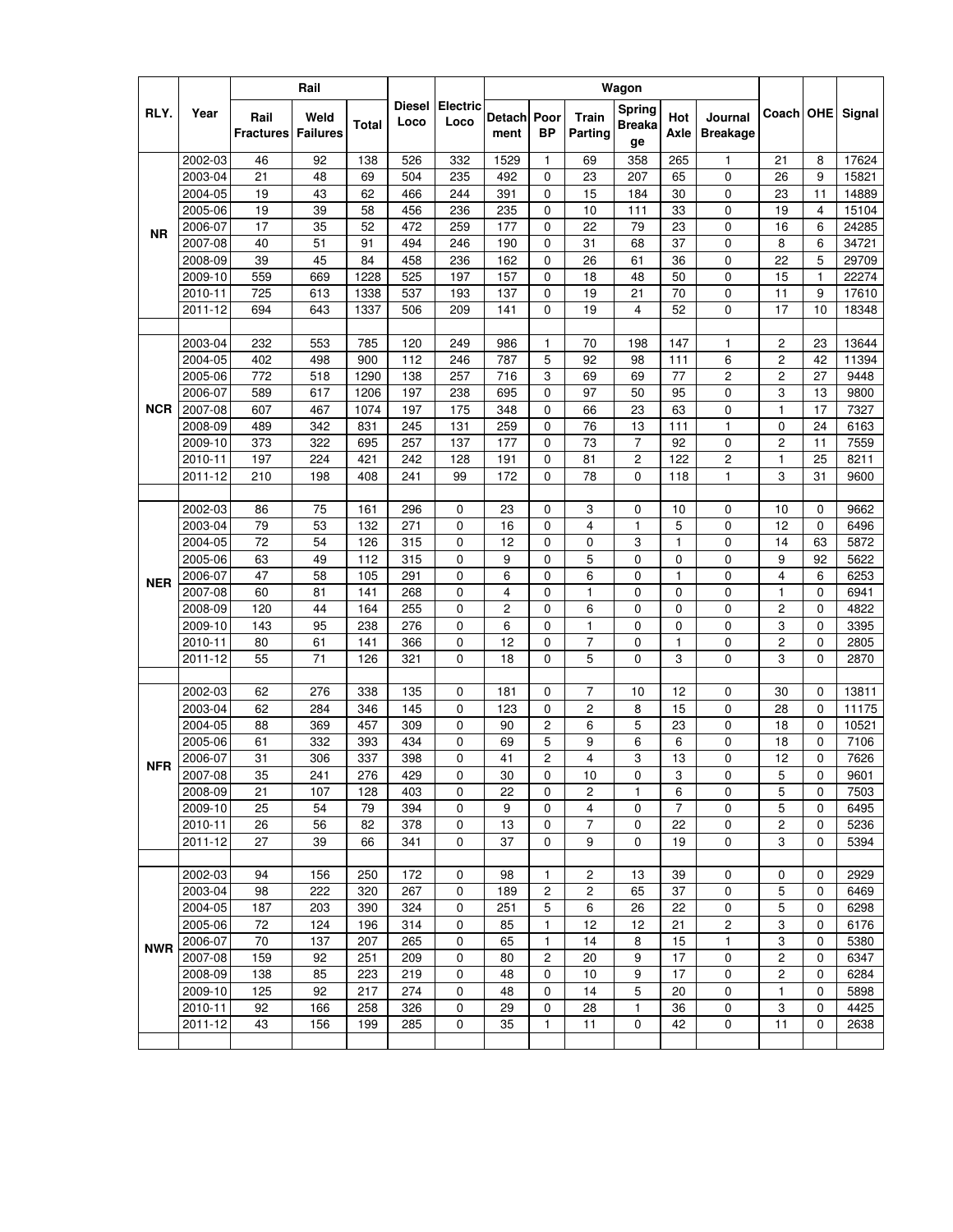| RLY. | Year | Rail | | | Diesel Loco | Electric Loco | Wagon | | | | | | Coach | OHE | Signal |
|---|---|---|---|---|---|---|---|---|---|---|---|---|---|---|---|
| | | Rail Fractures | Weld Failures | Total | | | Detachment | Poor BP | Train Parting | Spring Breakage | Hot Axle | Journal Breakage | | | |
| NR | 2002-03 | 46 | 92 | 138 | 526 | 332 | 1529 | 1 | 69 | 358 | 265 | 1 | 21 | 8 | 17624 |
| | 2003-04 | 21 | 48 | 69 | 504 | 235 | 492 | 0 | 23 | 207 | 65 | 0 | 26 | 9 | 15821 |
| | 2004-05 | 19 | 43 | 62 | 466 | 244 | 391 | 0 | 15 | 184 | 30 | 0 | 23 | 11 | 14889 |
| | 2005-06 | 19 | 39 | 58 | 456 | 236 | 235 | 0 | 10 | 111 | 33 | 0 | 19 | 4 | 15104 |
| | 2006-07 | 17 | 35 | 52 | 472 | 259 | 177 | 0 | 22 | 79 | 23 | 0 | 16 | 6 | 24285 |
| | 2007-08 | 40 | 51 | 91 | 494 | 246 | 190 | 0 | 31 | 68 | 37 | 0 | 8 | 6 | 34721 |
| | 2008-09 | 39 | 45 | 84 | 458 | 236 | 162 | 0 | 26 | 61 | 36 | 0 | 22 | 5 | 29709 |
| | 2009-10 | 559 | 669 | 1228 | 525 | 197 | 157 | 0 | 18 | 48 | 50 | 0 | 15 | 1 | 22274 |
| | 2010-11 | 725 | 613 | 1338 | 537 | 193 | 137 | 0 | 19 | 21 | 70 | 0 | 11 | 9 | 17610 |
| | 2011-12 | 694 | 643 | 1337 | 506 | 209 | 141 | 0 | 19 | 4 | 52 | 0 | 17 | 10 | 18348 |
| | | | | | | | | | | | | | | | |
| NCR | 2003-04 | 232 | 553 | 785 | 120 | 249 | 986 | 1 | 70 | 198 | 147 | 1 | 2 | 23 | 13644 |
| | 2004-05 | 402 | 498 | 900 | 112 | 246 | 787 | 5 | 92 | 98 | 111 | 6 | 2 | 42 | 11394 |
| | 2005-06 | 772 | 518 | 1290 | 138 | 257 | 716 | 3 | 69 | 69 | 77 | 2 | 2 | 27 | 9448 |
| | 2006-07 | 589 | 617 | 1206 | 197 | 238 | 695 | 0 | 97 | 50 | 95 | 0 | 3 | 13 | 9800 |
| | 2007-08 | 607 | 467 | 1074 | 197 | 175 | 348 | 0 | 66 | 23 | 63 | 0 | 1 | 17 | 7327 |
| | 2008-09 | 489 | 342 | 831 | 245 | 131 | 259 | 0 | 76 | 13 | 111 | 1 | 0 | 24 | 6163 |
| | 2009-10 | 373 | 322 | 695 | 257 | 137 | 177 | 0 | 73 | 7 | 92 | 0 | 2 | 11 | 7559 |
| | 2010-11 | 197 | 224 | 421 | 242 | 128 | 191 | 0 | 81 | 2 | 122 | 2 | 1 | 25 | 8211 |
| | 2011-12 | 210 | 198 | 408 | 241 | 99 | 172 | 0 | 78 | 0 | 118 | 1 | 3 | 31 | 9600 |
| | | | | | | | | | | | | | | | |
| NER | 2002-03 | 86 | 75 | 161 | 296 | 0 | 23 | 0 | 3 | 0 | 10 | 0 | 10 | 0 | 9662 |
| | 2003-04 | 79 | 53 | 132 | 271 | 0 | 16 | 0 | 4 | 1 | 5 | 0 | 12 | 0 | 6496 |
| | 2004-05 | 72 | 54 | 126 | 315 | 0 | 12 | 0 | 0 | 3 | 1 | 0 | 14 | 63 | 5872 |
| | 2005-06 | 63 | 49 | 112 | 315 | 0 | 9 | 0 | 5 | 0 | 0 | 0 | 9 | 92 | 5622 |
| | 2006-07 | 47 | 58 | 105 | 291 | 0 | 6 | 0 | 6 | 0 | 1 | 0 | 4 | 6 | 6253 |
| | 2007-08 | 60 | 81 | 141 | 268 | 0 | 4 | 0 | 1 | 0 | 0 | 0 | 1 | 0 | 6941 |
| | 2008-09 | 120 | 44 | 164 | 255 | 0 | 2 | 0 | 6 | 0 | 0 | 0 | 2 | 0 | 4822 |
| | 2009-10 | 143 | 95 | 238 | 276 | 0 | 6 | 0 | 1 | 0 | 0 | 0 | 3 | 0 | 3395 |
| | 2010-11 | 80 | 61 | 141 | 366 | 0 | 12 | 0 | 7 | 0 | 1 | 0 | 2 | 0 | 2805 |
| | 2011-12 | 55 | 71 | 126 | 321 | 0 | 18 | 0 | 5 | 0 | 3 | 0 | 3 | 0 | 2870 |
| | | | | | | | | | | | | | | | |
| NFR | 2002-03 | 62 | 276 | 338 | 135 | 0 | 181 | 0 | 7 | 10 | 12 | 0 | 30 | 0 | 13811 |
| | 2003-04 | 62 | 284 | 346 | 145 | 0 | 123 | 0 | 2 | 8 | 15 | 0 | 28 | 0 | 11175 |
| | 2004-05 | 88 | 369 | 457 | 309 | 0 | 90 | 2 | 6 | 5 | 23 | 0 | 18 | 0 | 10521 |
| | 2005-06 | 61 | 332 | 393 | 434 | 0 | 69 | 5 | 9 | 6 | 6 | 0 | 18 | 0 | 7106 |
| | 2006-07 | 31 | 306 | 337 | 398 | 0 | 41 | 2 | 4 | 3 | 13 | 0 | 12 | 0 | 7626 |
| | 2007-08 | 35 | 241 | 276 | 429 | 0 | 30 | 0 | 10 | 0 | 3 | 0 | 5 | 0 | 9601 |
| | 2008-09 | 21 | 107 | 128 | 403 | 0 | 22 | 0 | 2 | 1 | 6 | 0 | 5 | 0 | 7503 |
| | 2009-10 | 25 | 54 | 79 | 394 | 0 | 9 | 0 | 4 | 0 | 7 | 0 | 5 | 0 | 6495 |
| | 2010-11 | 26 | 56 | 82 | 378 | 0 | 13 | 0 | 7 | 0 | 22 | 0 | 2 | 0 | 5236 |
| | 2011-12 | 27 | 39 | 66 | 341 | 0 | 37 | 0 | 9 | 0 | 19 | 0 | 3 | 0 | 5394 |
| | | | | | | | | | | | | | | | |
| NWR | 2002-03 | 94 | 156 | 250 | 172 | 0 | 98 | 1 | 2 | 13 | 39 | 0 | 0 | 0 | 2929 |
| | 2003-04 | 98 | 222 | 320 | 267 | 0 | 189 | 2 | 2 | 65 | 37 | 0 | 5 | 0 | 6469 |
| | 2004-05 | 187 | 203 | 390 | 324 | 0 | 251 | 5 | 6 | 26 | 22 | 0 | 5 | 0 | 6298 |
| | 2005-06 | 72 | 124 | 196 | 314 | 0 | 85 | 1 | 12 | 12 | 21 | 2 | 3 | 0 | 6176 |
| | 2006-07 | 70 | 137 | 207 | 265 | 0 | 65 | 1 | 14 | 8 | 15 | 1 | 3 | 0 | 5380 |
| | 2007-08 | 159 | 92 | 251 | 209 | 0 | 80 | 2 | 20 | 9 | 17 | 0 | 2 | 0 | 6347 |
| | 2008-09 | 138 | 85 | 223 | 219 | 0 | 48 | 0 | 10 | 9 | 17 | 0 | 2 | 0 | 6284 |
| | 2009-10 | 125 | 92 | 217 | 274 | 0 | 48 | 0 | 14 | 5 | 20 | 0 | 1 | 0 | 5898 |
| | 2010-11 | 92 | 166 | 258 | 326 | 0 | 29 | 0 | 28 | 1 | 36 | 0 | 3 | 0 | 4425 |
| | 2011-12 | 43 | 156 | 199 | 285 | 0 | 35 | 1 | 11 | 0 | 42 | 0 | 11 | 0 | 2638 |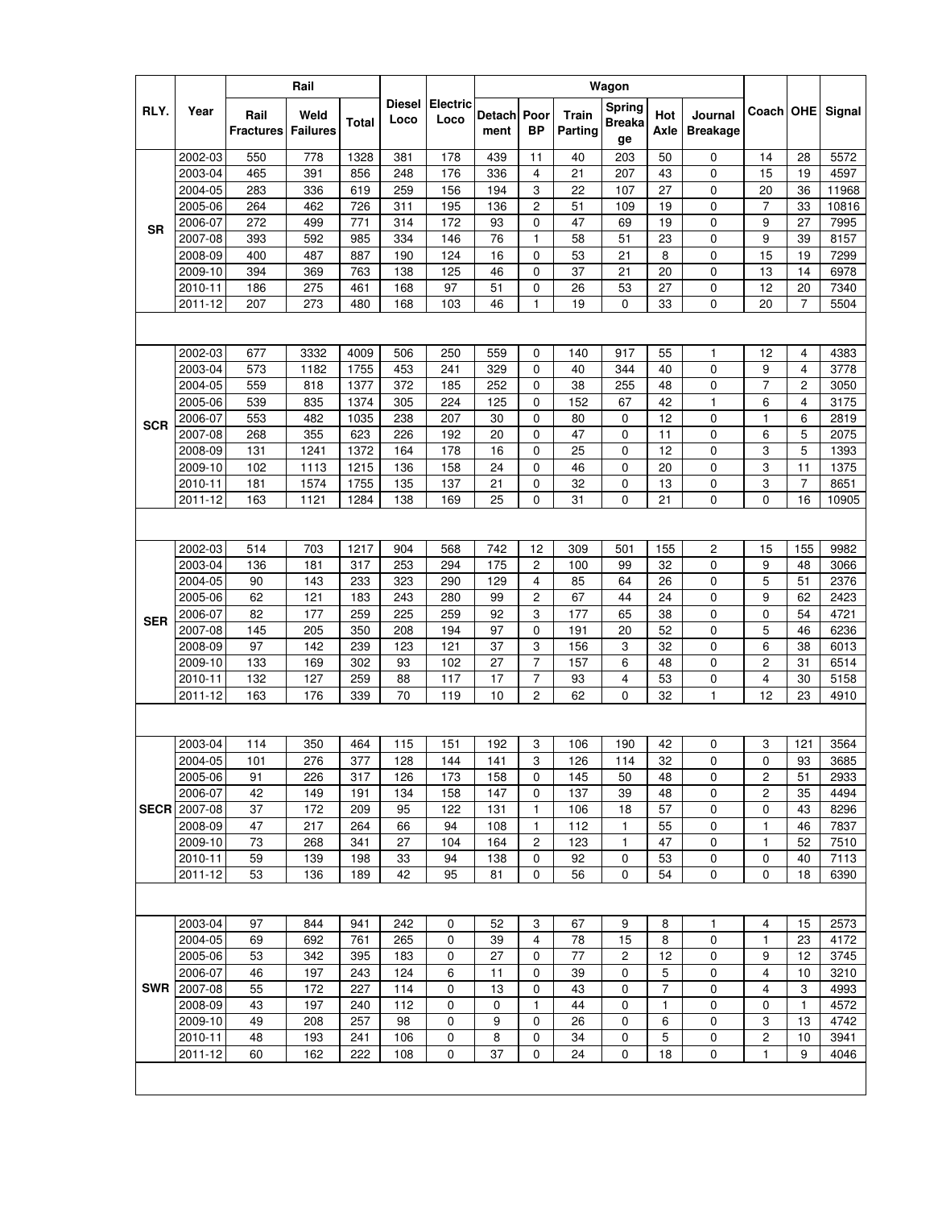| RLY. | Year | Rail | | | Diesel Loco | Electric Loco | Wagon | | | | | | Coach | OHE | Signal |
|---|---|---|---|---|---|---|---|---|---|---|---|---|---|---|---|
| | | Rail Fractures | Weld Failures | Total | | | Detachment | Poor BP | Train Parting | Spring Breakage | Hot Axle | Journal Breakage | | | |
| SR | 2002-03 | 550 | 778 | 1328 | 381 | 178 | 439 | 11 | 40 | 203 | 50 | 0 | 14 | 28 | 5572 |
| | 2003-04 | 465 | 391 | 856 | 248 | 176 | 336 | 4 | 21 | 207 | 43 | 0 | 15 | 19 | 4597 |
| | 2004-05 | 283 | 336 | 619 | 259 | 156 | 194 | 3 | 22 | 107 | 27 | 0 | 20 | 36 | 11968 |
| | 2005-06 | 264 | 462 | 726 | 311 | 195 | 136 | 2 | 51 | 109 | 19 | 0 | 7 | 33 | 10816 |
| | 2006-07 | 272 | 499 | 771 | 314 | 172 | 93 | 0 | 47 | 69 | 19 | 0 | 9 | 27 | 7995 |
| | 2007-08 | 393 | 592 | 985 | 334 | 146 | 76 | 1 | 58 | 51 | 23 | 0 | 9 | 39 | 8157 |
| | 2008-09 | 400 | 487 | 887 | 190 | 124 | 16 | 0 | 53 | 21 | 8 | 0 | 15 | 19 | 7299 |
| | 2009-10 | 394 | 369 | 763 | 138 | 125 | 46 | 0 | 37 | 21 | 20 | 0 | 13 | 14 | 6978 |
| | 2010-11 | 186 | 275 | 461 | 168 | 97 | 51 | 0 | 26 | 53 | 27 | 0 | 12 | 20 | 7340 |
| | 2011-12 | 207 | 273 | 480 | 168 | 103 | 46 | 1 | 19 | 0 | 33 | 0 | 20 | 7 | 5504 |
| SCR | 2002-03 | 677 | 3332 | 4009 | 506 | 250 | 559 | 0 | 140 | 917 | 55 | 1 | 12 | 4 | 4383 |
| | 2003-04 | 573 | 1182 | 1755 | 453 | 241 | 329 | 0 | 40 | 344 | 40 | 0 | 9 | 4 | 3778 |
| | 2004-05 | 559 | 818 | 1377 | 372 | 185 | 252 | 0 | 38 | 255 | 48 | 0 | 7 | 2 | 3050 |
| | 2005-06 | 539 | 835 | 1374 | 305 | 224 | 125 | 0 | 152 | 67 | 42 | 1 | 6 | 4 | 3175 |
| | 2006-07 | 553 | 482 | 1035 | 238 | 207 | 30 | 0 | 80 | 0 | 12 | 0 | 1 | 6 | 2819 |
| | 2007-08 | 268 | 355 | 623 | 226 | 192 | 20 | 0 | 47 | 0 | 11 | 0 | 6 | 5 | 2075 |
| | 2008-09 | 131 | 1241 | 1372 | 164 | 178 | 16 | 0 | 25 | 0 | 12 | 0 | 3 | 5 | 1393 |
| | 2009-10 | 102 | 1113 | 1215 | 136 | 158 | 24 | 0 | 46 | 0 | 20 | 0 | 3 | 11 | 1375 |
| | 2010-11 | 181 | 1574 | 1755 | 135 | 137 | 21 | 0 | 32 | 0 | 13 | 0 | 3 | 7 | 8651 |
| | 2011-12 | 163 | 1121 | 1284 | 138 | 169 | 25 | 0 | 31 | 0 | 21 | 0 | 0 | 16 | 10905 |
| SER | 2002-03 | 514 | 703 | 1217 | 904 | 568 | 742 | 12 | 309 | 501 | 155 | 2 | 15 | 155 | 9982 |
| | 2003-04 | 136 | 181 | 317 | 253 | 294 | 175 | 2 | 100 | 99 | 32 | 0 | 9 | 48 | 3066 |
| | 2004-05 | 90 | 143 | 233 | 323 | 290 | 129 | 4 | 85 | 64 | 26 | 0 | 5 | 51 | 2376 |
| | 2005-06 | 62 | 121 | 183 | 243 | 280 | 99 | 2 | 67 | 44 | 24 | 0 | 9 | 62 | 2423 |
| | 2006-07 | 82 | 177 | 259 | 225 | 259 | 92 | 3 | 177 | 65 | 38 | 0 | 0 | 54 | 4721 |
| | 2007-08 | 145 | 205 | 350 | 208 | 194 | 97 | 0 | 191 | 20 | 52 | 0 | 5 | 46 | 6236 |
| | 2008-09 | 97 | 142 | 239 | 123 | 121 | 37 | 3 | 156 | 3 | 32 | 0 | 6 | 38 | 6013 |
| | 2009-10 | 133 | 169 | 302 | 93 | 102 | 27 | 7 | 157 | 6 | 48 | 0 | 2 | 31 | 6514 |
| | 2010-11 | 132 | 127 | 259 | 88 | 117 | 17 | 7 | 93 | 4 | 53 | 0 | 4 | 30 | 5158 |
| | 2011-12 | 163 | 176 | 339 | 70 | 119 | 10 | 2 | 62 | 0 | 32 | 1 | 12 | 23 | 4910 |
| SECR | 2003-04 | 114 | 350 | 464 | 115 | 151 | 192 | 3 | 106 | 190 | 42 | 0 | 3 | 121 | 3564 |
| | 2004-05 | 101 | 276 | 377 | 128 | 144 | 141 | 3 | 126 | 114 | 32 | 0 | 0 | 93 | 3685 |
| | 2005-06 | 91 | 226 | 317 | 126 | 173 | 158 | 0 | 145 | 50 | 48 | 0 | 2 | 51 | 2933 |
| | 2006-07 | 42 | 149 | 191 | 134 | 158 | 147 | 0 | 137 | 39 | 48 | 0 | 2 | 35 | 4494 |
| | 2007-08 | 37 | 172 | 209 | 95 | 122 | 131 | 1 | 106 | 18 | 57 | 0 | 0 | 43 | 8296 |
| | 2008-09 | 47 | 217 | 264 | 66 | 94 | 108 | 1 | 112 | 1 | 55 | 0 | 1 | 46 | 7837 |
| | 2009-10 | 73 | 268 | 341 | 27 | 104 | 164 | 2 | 123 | 1 | 47 | 0 | 1 | 52 | 7510 |
| | 2010-11 | 59 | 139 | 198 | 33 | 94 | 138 | 0 | 92 | 0 | 53 | 0 | 0 | 40 | 7113 |
| | 2011-12 | 53 | 136 | 189 | 42 | 95 | 81 | 0 | 56 | 0 | 54 | 0 | 0 | 18 | 6390 |
| SWR | 2003-04 | 97 | 844 | 941 | 242 | 0 | 52 | 3 | 67 | 9 | 8 | 1 | 4 | 15 | 2573 |
| | 2004-05 | 69 | 692 | 761 | 265 | 0 | 39 | 4 | 78 | 15 | 8 | 0 | 1 | 23 | 4172 |
| | 2005-06 | 53 | 342 | 395 | 183 | 0 | 27 | 0 | 77 | 2 | 12 | 0 | 9 | 12 | 3745 |
| | 2006-07 | 46 | 197 | 243 | 124 | 6 | 11 | 0 | 39 | 0 | 5 | 0 | 4 | 10 | 3210 |
| | 2007-08 | 55 | 172 | 227 | 114 | 0 | 13 | 0 | 43 | 0 | 7 | 0 | 4 | 3 | 4993 |
| | 2008-09 | 43 | 197 | 240 | 112 | 0 | 0 | 1 | 44 | 0 | 1 | 0 | 0 | 1 | 4572 |
| | 2009-10 | 49 | 208 | 257 | 98 | 0 | 9 | 0 | 26 | 0 | 6 | 0 | 3 | 13 | 4742 |
| | 2010-11 | 48 | 193 | 241 | 106 | 0 | 8 | 0 | 34 | 0 | 5 | 0 | 2 | 10 | 3941 |
| | 2011-12 | 60 | 162 | 222 | 108 | 0 | 37 | 0 | 24 | 0 | 18 | 0 | 1 | 9 | 4046 |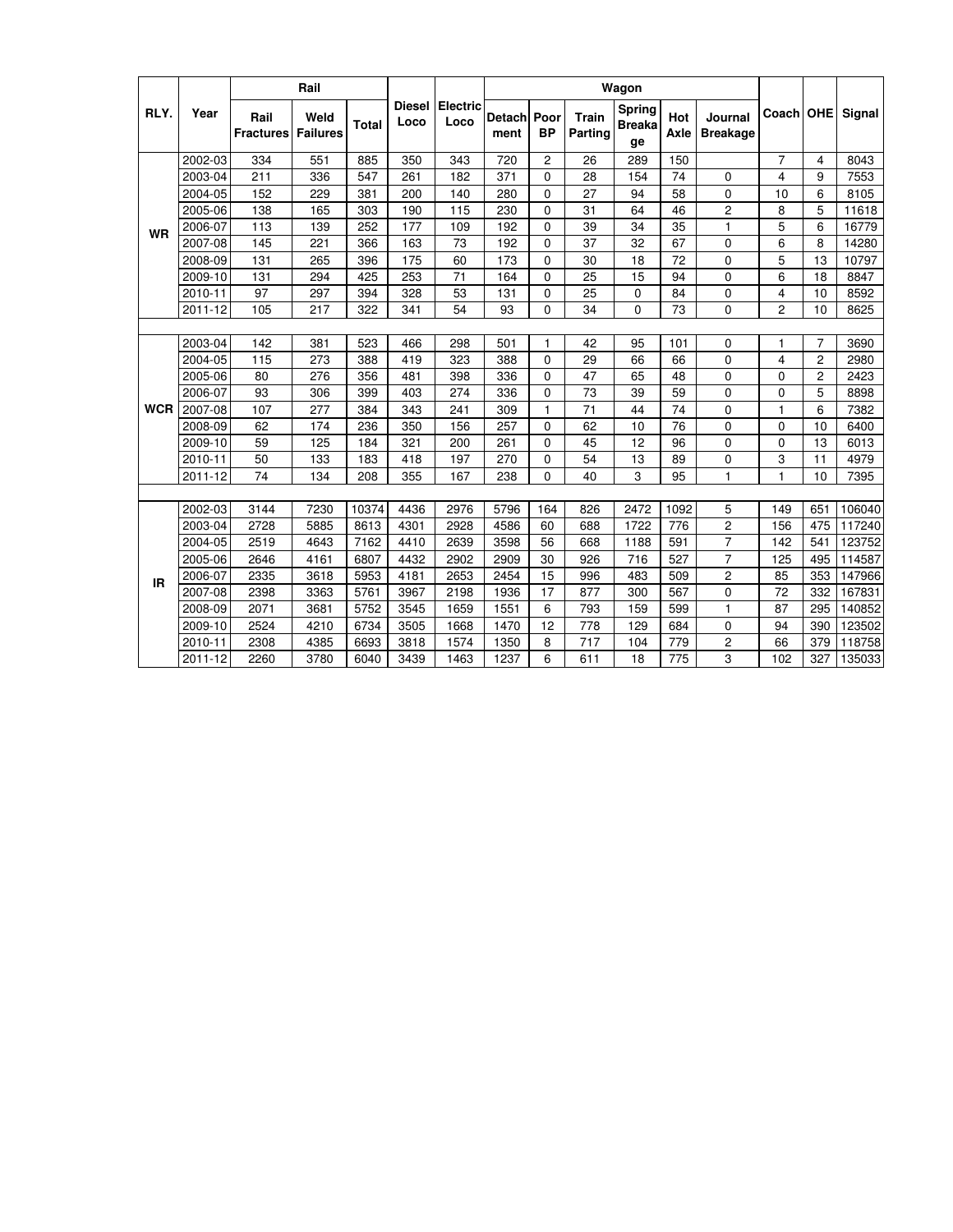| RLY. | Year | Rail | | | Diesel Loco | Electric Loco | Wagon | | | | | | Coach | OHE | Signal |
|---|---|---|---|---|---|---|---|---|---|---|---|---|---|---|---|
| | | Rail Fractures | Weld Failures | Total | | | Detachment | Poor BP | Train Parting | Spring Breakage | Hot Axle | Journal Breakage | | | |
| WR | 2002-03 | 334 | 551 | 885 | 350 | 343 | 720 | 2 | 26 | 289 | 150 | | 7 | 4 | 8043 |
| | 2003-04 | 211 | 336 | 547 | 261 | 182 | 371 | 0 | 28 | 154 | 74 | 0 | 4 | 9 | 7553 |
| | 2004-05 | 152 | 229 | 381 | 200 | 140 | 280 | 0 | 27 | 94 | 58 | 0 | 10 | 6 | 8105 |
| | 2005-06 | 138 | 165 | 303 | 190 | 115 | 230 | 0 | 31 | 64 | 46 | 2 | 8 | 5 | 11618 |
| | 2006-07 | 113 | 139 | 252 | 177 | 109 | 192 | 0 | 39 | 34 | 35 | 1 | 5 | 6 | 16779 |
| | 2007-08 | 145 | 221 | 366 | 163 | 73 | 192 | 0 | 37 | 32 | 67 | 0 | 6 | 8 | 14280 |
| | 2008-09 | 131 | 265 | 396 | 175 | 60 | 173 | 0 | 30 | 18 | 72 | 0 | 5 | 13 | 10797 |
| | 2009-10 | 131 | 294 | 425 | 253 | 71 | 164 | 0 | 25 | 15 | 94 | 0 | 6 | 18 | 8847 |
| | 2010-11 | 97 | 297 | 394 | 328 | 53 | 131 | 0 | 25 | 0 | 84 | 0 | 4 | 10 | 8592 |
| | 2011-12 | 105 | 217 | 322 | 341 | 54 | 93 | 0 | 34 | 0 | 73 | 0 | 2 | 10 | 8625 |
| | | | | | | | | | | | | | | | |
| WCR | 2003-04 | 142 | 381 | 523 | 466 | 298 | 501 | 1 | 42 | 95 | 101 | 0 | 1 | 7 | 3690 |
| | 2004-05 | 115 | 273 | 388 | 419 | 323 | 388 | 0 | 29 | 66 | 66 | 0 | 4 | 2 | 2980 |
| | 2005-06 | 80 | 276 | 356 | 481 | 398 | 336 | 0 | 47 | 65 | 48 | 0 | 0 | 2 | 2423 |
| | 2006-07 | 93 | 306 | 399 | 403 | 274 | 336 | 0 | 73 | 39 | 59 | 0 | 0 | 5 | 8898 |
| | 2007-08 | 107 | 277 | 384 | 343 | 241 | 309 | 1 | 71 | 44 | 74 | 0 | 1 | 6 | 7382 |
| | 2008-09 | 62 | 174 | 236 | 350 | 156 | 257 | 0 | 62 | 10 | 76 | 0 | 0 | 10 | 6400 |
| | 2009-10 | 59 | 125 | 184 | 321 | 200 | 261 | 0 | 45 | 12 | 96 | 0 | 0 | 13 | 6013 |
| | 2010-11 | 50 | 133 | 183 | 418 | 197 | 270 | 0 | 54 | 13 | 89 | 0 | 3 | 11 | 4979 |
| | 2011-12 | 74 | 134 | 208 | 355 | 167 | 238 | 0 | 40 | 3 | 95 | 1 | 1 | 10 | 7395 |
| | | | | | | | | | | | | | | | |
| IR | 2002-03 | 3144 | 7230 | 10374 | 4436 | 2976 | 5796 | 164 | 826 | 2472 | 1092 | 5 | 149 | 651 | 106040 |
| | 2003-04 | 2728 | 5885 | 8613 | 4301 | 2928 | 4586 | 60 | 688 | 1722 | 776 | 2 | 156 | 475 | 117240 |
| | 2004-05 | 2519 | 4643 | 7162 | 4410 | 2639 | 3598 | 56 | 668 | 1188 | 591 | 7 | 142 | 541 | 123752 |
| | 2005-06 | 2646 | 4161 | 6807 | 4432 | 2902 | 2909 | 30 | 926 | 716 | 527 | 7 | 125 | 495 | 114587 |
| | 2006-07 | 2335 | 3618 | 5953 | 4181 | 2653 | 2454 | 15 | 996 | 483 | 509 | 2 | 85 | 353 | 147966 |
| | 2007-08 | 2398 | 3363 | 5761 | 3967 | 2198 | 1936 | 17 | 877 | 300 | 567 | 0 | 72 | 332 | 167831 |
| | 2008-09 | 2071 | 3681 | 5752 | 3545 | 1659 | 1551 | 6 | 793 | 159 | 599 | 1 | 87 | 295 | 140852 |
| | 2009-10 | 2524 | 4210 | 6734 | 3505 | 1668 | 1470 | 12 | 778 | 129 | 684 | 0 | 94 | 390 | 123502 |
| | 2010-11 | 2308 | 4385 | 6693 | 3818 | 1574 | 1350 | 8 | 717 | 104 | 779 | 2 | 66 | 379 | 118758 |
| | 2011-12 | 2260 | 3780 | 6040 | 3439 | 1463 | 1237 | 6 | 611 | 18 | 775 | 3 | 102 | 327 | 135033 |